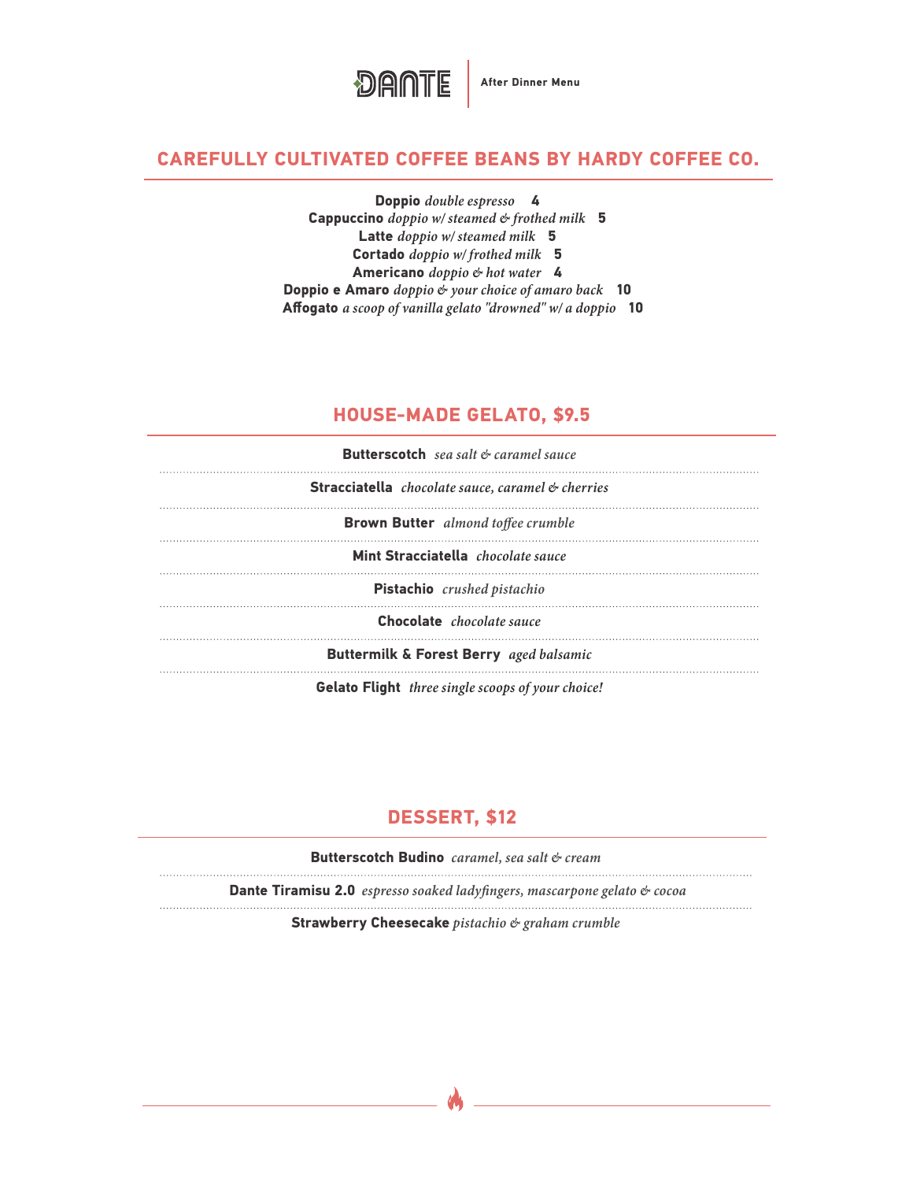# DANTE

**After Dinner Menu**

## CAREFULLY CULTIVATED COFFEE BEANS BY HARDY COFFEE CO.

**Doppio** *double espresso* **4**
**Cappuccino** *doppio w/ steamed & frothed milk* **5**
**Latte** *doppio w/ steamed milk* **5**
**Cortado** *doppio w/ frothed milk* **5**
**Americano** *doppio & hot water* **4**
**Doppio e Amaro** *doppio & your choice of amaro back* **10**
**Affogato** *a scoop of vanilla gelato "drowned" w/ a doppio* **10**

## HOUSE-MADE GELATO, $9.5

**Butterscotch** *sea salt & caramel sauce*

**Stracciatella** *chocolate sauce, caramel & cherries*

**Brown Butter** *almond toffee crumble*

**Mint Stracciatella** *chocolate sauce*

**Pistachio** *crushed pistachio*

**Chocolate** *chocolate sauce*

**Buttermilk & Forest Berry** *aged balsamic*

**Gelato Flight** *three single scoops of your choice!*

## DESSERT, $12

**Butterscotch Budino** *caramel, sea salt & cream*

**Dante Tiramisu 2.0** *espresso soaked ladyfingers, mascarpone gelato & cocoa*

**Strawberry Cheesecake** *pistachio & graham crumble*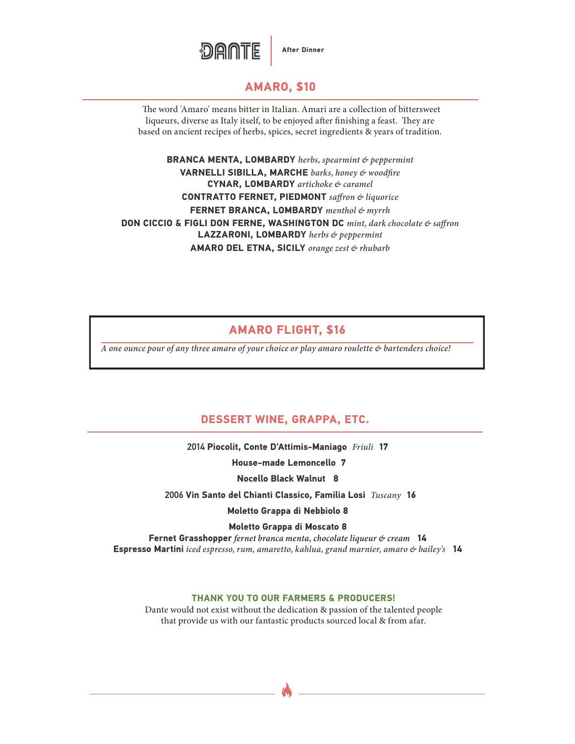DANTE | After Dinner

## AMARO, $10

The word 'Amaro' means bitter in Italian. Amari are a collection of bittersweet liqueurs, diverse as Italy itself, to be enjoyed after finishing a feast. They are based on ancient recipes of herbs, spices, secret ingredients & years of tradition.

**BRANCA MENTA, LOMBARDY** *herbs, spearmint & peppermint*
**VARNELLI SIBILLA, MARCHE** *barks, honey & woodfire*
**CYNAR, LOMBARDY** *artichoke & caramel*
**CONTRATTO FERNET, PIEDMONT** *saffron & liquorice*
**FERNET BRANCA, LOMBARDY** *menthol & myrrh*
**DON CICCIO & FIGLI DON FERNE, WASHINGTON DC** *mint, dark chocolate & saffron*
**LAZZARONI, LOMBARDY** *herbs & peppermint*
**AMARO DEL ETNA, SICILY** *orange zest & rhubarb*

## AMARO FLIGHT, $16

*A one ounce pour of any three amaro of your choice or play amaro roulette & bartenders choice!*

## DESSERT WINE, GRAPPA, ETC.

2014 **Piocolit, Conte D'Attimis-Maniago** *Friuli* **17**

**House-made Lemoncello 7**

**Nocello Black Walnut 8**

2006 **Vin Santo del Chianti Classico, Familia Losi** *Tuscany* **16**

**Moletto Grappa di Nebbiolo 8**

**Moletto Grappa di Moscato 8**

**Fernet Grasshopper** *fernet branca menta, chocolate liqueur & cream* **14**

**Espresso Martini** *iced espresso, rum, amaretto, kahlua, grand marnier, amaro & bailey's* **14**

### THANK YOU TO OUR FARMERS & PRODUCERS!

Dante would not exist without the dedication & passion of the talented people that provide us with our fantastic products sourced local & from afar.